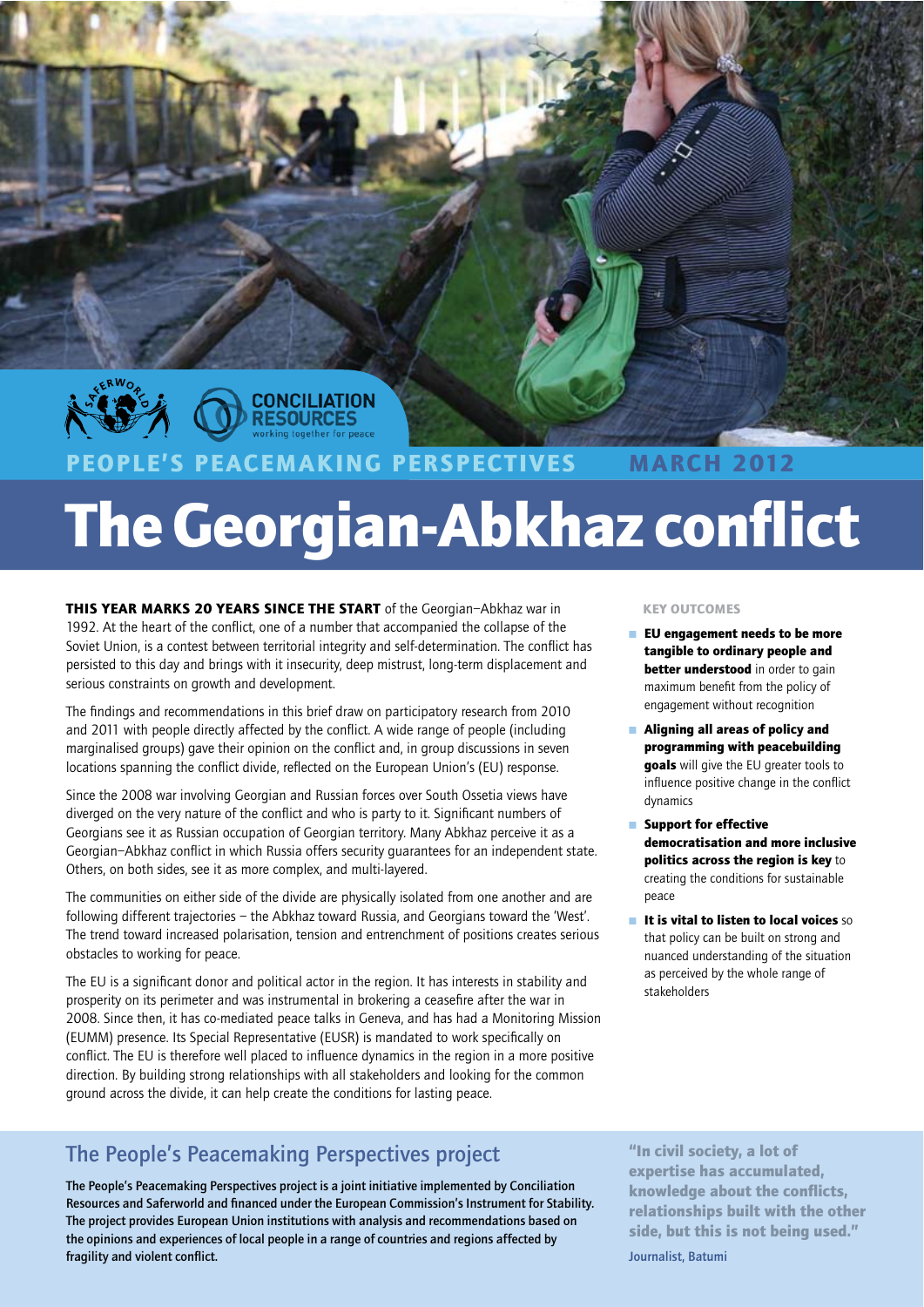SAFERWORLD | CONCILIATION RESOURCES working together for peace

PEOPLE'S PEACEMAKING PERSPECTIVES MARCH 2012

# The Georgian-Abkhaz conflict

**THIS YEAR MARKS 20 YEARS SINCE THE START** of the Georgian–Abkhaz war in 1992. At the heart of the conflict, one of a number that accompanied the collapse of the Soviet Union, is a contest between territorial integrity and self-determination. The conflict has persisted to this day and brings with it insecurity, deep mistrust, long-term displacement and serious constraints on growth and development.

The findings and recommendations in this brief draw on participatory research from 2010 and 2011 with people directly affected by the conflict. A wide range of people (including marginalised groups) gave their opinion on the conflict and, in group discussions in seven locations spanning the conflict divide, reflected on the European Union's (EU) response.

Since the 2008 war involving Georgian and Russian forces over South Ossetia views have diverged on the very nature of the conflict and who is party to it. Significant numbers of Georgians see it as Russian occupation of Georgian territory. Many Abkhaz perceive it as a Georgian–Abkhaz conflict in which Russia offers security guarantees for an independent state. Others, on both sides, see it as more complex, and multi-layered.

The communities on either side of the divide are physically isolated from one another and are following different trajectories – the Abkhaz toward Russia, and Georgians toward the 'West'. The trend toward increased polarisation, tension and entrenchment of positions creates serious obstacles to working for peace.

The EU is a significant donor and political actor in the region. It has interests in stability and prosperity on its perimeter and was instrumental in brokering a ceasefire after the war in 2008. Since then, it has co-mediated peace talks in Geneva, and has had a Monitoring Mission (EUMM) presence. Its Special Representative (EUSR) is mandated to work specifically on conflict. The EU is therefore well placed to influence dynamics in the region in a more positive direction. By building strong relationships with all stakeholders and looking for the common ground across the divide, it can help create the conditions for lasting peace.

#### KEY OUTCOMES

- **EU engagement needs to be more tangible to ordinary people and better understood** in order to gain maximum benefit from the policy of engagement without recognition
- **Aligning all areas of policy and programming with peacebuilding goals** will give the EU greater tools to influence positive change in the conflict dynamics
- **Support for effective democratisation and more inclusive politics across the region is key** to creating the conditions for sustainable peace
- **It is vital to listen to local voices** so that policy can be built on strong and nuanced understanding of the situation as perceived by the whole range of stakeholders

## The People's Peacemaking Perspectives project

**The People's Peacemaking Perspectives project is a joint initiative implemented by Conciliation Resources and Saferworld and financed under the European Commission's Instrument for Stability. The project provides European Union institutions with analysis and recommendations based on the opinions and experiences of local people in a range of countries and regions affected by fragility and violent conflict.**

**"In civil society, a lot of expertise has accumulated, knowledge about the conflicts, relationships built with the other side, but this is not being used."**

Journalist, Batumi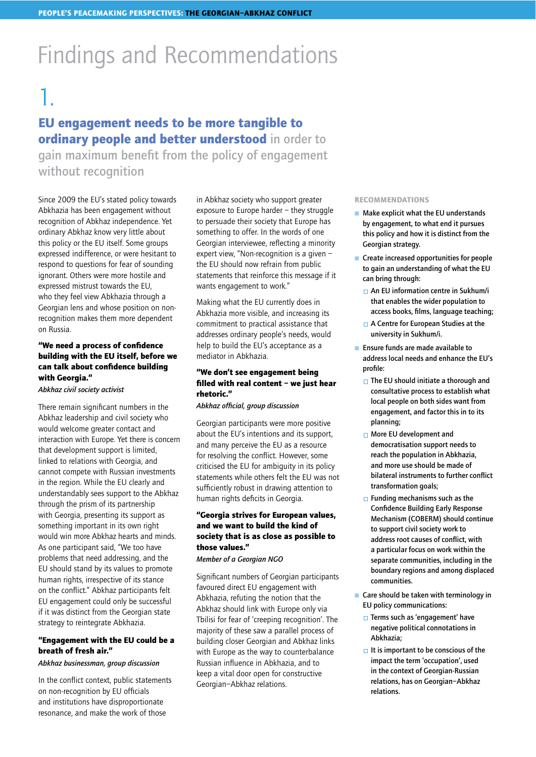# Findings and Recommendations

## 1.

## **EU engagement needs to be more tangible to ordinary people and better understood** in order to gain maximum benefit from the policy of engagement without recognition

Since 2009 the EU's stated policy towards Abkhazia has been engagement without recognition of Abkhaz independence. Yet ordinary Abkhaz know very little about this policy or the EU itself. Some groups expressed indifference, or were hesitant to respond to questions for fear of sounding ignorant. Others were more hostile and expressed mistrust towards the EU, who they feel view Abkhazia through a Georgian lens and whose position on non-recognition makes them more dependent on Russia.

**"We need a process of confidence building with the EU itself, before we can talk about confidence building with Georgia."**
*Abkhaz civil society activist*

There remain significant numbers in the Abkhaz leadership and civil society who would welcome greater contact and interaction with Europe. Yet there is concern that development support is limited, linked to relations with Georgia, and cannot compete with Russian investments in the region. While the EU clearly and understandably sees support to the Abkhaz through the prism of its partnership with Georgia, presenting its support as something important in its own right would win more Abkhaz hearts and minds. As one participant said, "We too have problems that need addressing, and the EU should stand by its values to promote human rights, irrespective of its stance on the conflict." Abkhaz participants felt EU engagement could only be successful if it was distinct from the Georgian state strategy to reintegrate Abkhazia.

**"Engagement with the EU could be a breath of fresh air."**
*Abkhaz businessman, group discussion*

In the conflict context, public statements on non-recognition by EU officials and institutions have disproportionate resonance, and make the work of those in Abkhaz society who support greater exposure to Europe harder – they struggle to persuade their society that Europe has something to offer. In the words of one Georgian interviewee, reflecting a minority expert view, "Non-recognition is a given – the EU should now refrain from public statements that reinforce this message if it wants engagement to work."

Making what the EU currently does in Abkhazia more visible, and increasing its commitment to practical assistance that addresses ordinary people's needs, would help to build the EU's acceptance as a mediator in Abkhazia.

**"We don't see engagement being filled with real content – we just hear rhetoric."**
*Abkhaz official, group discussion*

Georgian participants were more positive about the EU's intentions and its support, and many perceive the EU as a resource for resolving the conflict. However, some criticised the EU for ambiguity in its policy statements while others felt the EU was not sufficiently robust in drawing attention to human rights deficits in Georgia.

**"Georgia strives for European values, and we want to build the kind of society that is as close as possible to those values."**
*Member of a Georgian NGO*

Significant numbers of Georgian participants favoured direct EU engagement with Abkhazia, refuting the notion that the Abkhaz should link with Europe only via Tbilisi for fear of 'creeping recognition'. The majority of these saw a parallel process of building closer Georgian and Abkhaz links with Europe as the way to counterbalance Russian influence in Abkhazia, and to keep a vital door open for constructive Georgian–Abkhaz relations.

### RECOMMENDATIONS

- **Make explicit what the EU understands by engagement, to what end it pursues this policy and how it is distinct from the Georgian strategy.**
- **Create increased opportunities for people to gain an understanding of what the EU can bring through:**
  - **An EU information centre in Sukhum/i that enables the wider population to access books, films, language teaching;**
  - **A Centre for European Studies at the university in Sukhum/i.**
- **Ensure funds are made available to address local needs and enhance the EU's profile:**
  - **The EU should initiate a thorough and consultative process to establish what local people on both sides want from engagement, and factor this in to its planning;**
  - **More EU development and democratisation support needs to reach the population in Abkhazia, and more use should be made of bilateral instruments to further conflict transformation goals;**
  - **Funding mechanisms such as the Confidence Building Early Response Mechanism (COBERM) should continue to support civil society work to address root causes of conflict, with a particular focus on work within the separate communities, including in the boundary regions and among displaced communities.**
- **Care should be taken with terminology in EU policy communications:**
  - **Terms such as 'engagement' have negative political connotations in Abkhazia;**
  - **It is important to be conscious of the impact the term 'occupation', used in the context of Georgian-Russian relations, has on Georgian–Abkhaz relations.**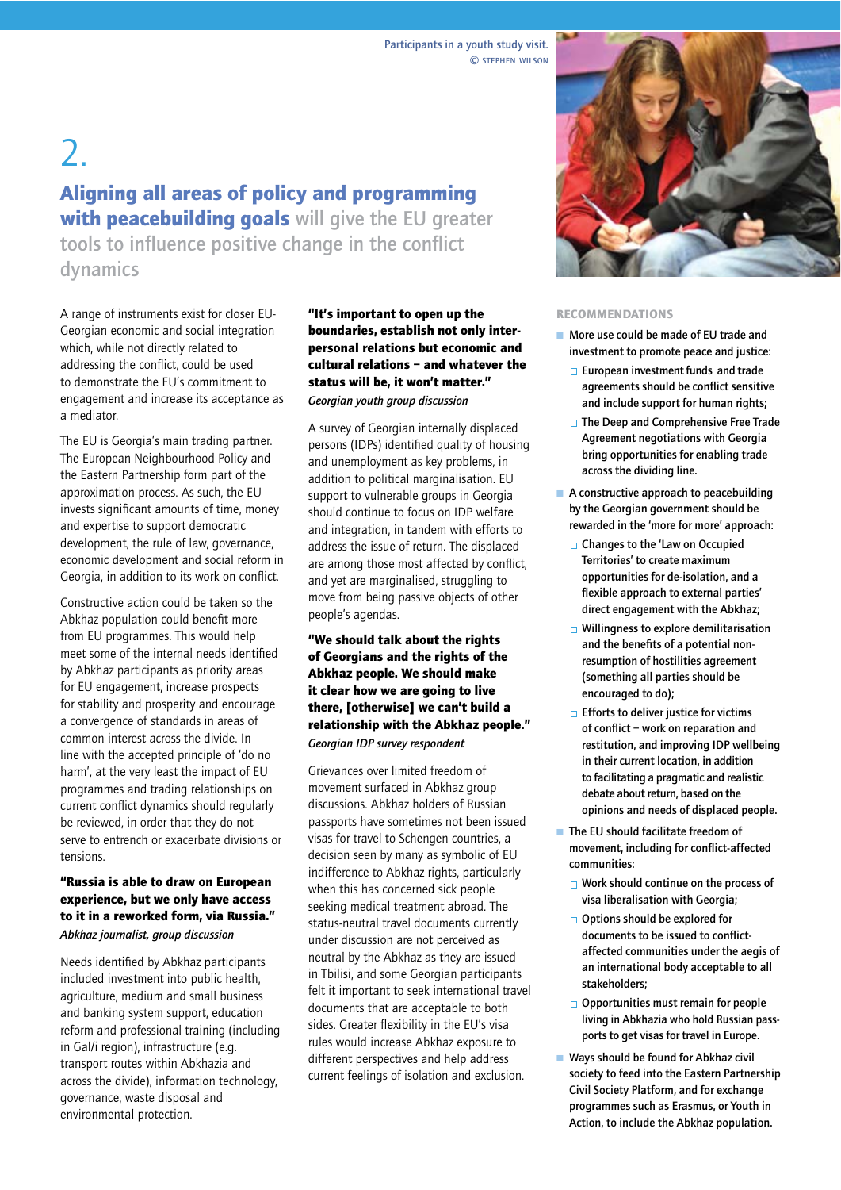Participants in a youth study visit.
© STEPHEN WILSON

# 2.

## **Aligning all areas of policy and programming with peacebuilding goals** will give the EU greater tools to influence positive change in the conflict dynamics

A range of instruments exist for closer EU-Georgian economic and social integration which, while not directly related to addressing the conflict, could be used to demonstrate the EU's commitment to engagement and increase its acceptance as a mediator.

The EU is Georgia's main trading partner. The European Neighbourhood Policy and the Eastern Partnership form part of the approximation process. As such, the EU invests significant amounts of time, money and expertise to support democratic development, the rule of law, governance, economic development and social reform in Georgia, in addition to its work on conflict.

Constructive action could be taken so the Abkhaz population could benefit more from EU programmes. This would help meet some of the internal needs identified by Abkhaz participants as priority areas for EU engagement, increase prospects for stability and prosperity and encourage a convergence of standards in areas of common interest across the divide. In line with the accepted principle of 'do no harm', at the very least the impact of EU programmes and trading relationships on current conflict dynamics should regularly be reviewed, in order that they do not serve to entrench or exacerbate divisions or tensions.

**"Russia is able to draw on European experience, but we only have access to it in a reworked form, via Russia."**
*Abkhaz journalist, group discussion*

Needs identified by Abkhaz participants included investment into public health, agriculture, medium and small business and banking system support, education reform and professional training (including in Gal/i region), infrastructure (e.g. transport routes within Abkhazia and across the divide), information technology, governance, waste disposal and environmental protection.

**"It's important to open up the boundaries, establish not only inter-personal relations but economic and cultural relations – and whatever the status will be, it won't matter."**
*Georgian youth group discussion*

A survey of Georgian internally displaced persons (IDPs) identified quality of housing and unemployment as key problems, in addition to political marginalisation. EU support to vulnerable groups in Georgia should continue to focus on IDP welfare and integration, in tandem with efforts to address the issue of return. The displaced are among those most affected by conflict, and yet are marginalised, struggling to move from being passive objects of other people's agendas.

**"We should talk about the rights of Georgians and the rights of the Abkhaz people. We should make it clear how we are going to live there, [otherwise] we can't build a relationship with the Abkhaz people."**
*Georgian IDP survey respondent*

Grievances over limited freedom of movement surfaced in Abkhaz group discussions. Abkhaz holders of Russian passports have sometimes not been issued visas for travel to Schengen countries, a decision seen by many as symbolic of EU indifference to Abkhaz rights, particularly when this has concerned sick people seeking medical treatment abroad. The status-neutral travel documents currently under discussion are not perceived as neutral by the Abkhaz as they are issued in Tbilisi, and some Georgian participants felt it important to seek international travel documents that are acceptable to both sides. Greater flexibility in the EU's visa rules would increase Abkhaz exposure to different perspectives and help address current feelings of isolation and exclusion.

### RECOMMENDATIONS

- More use could be made of EU trade and investment to promote peace and justice:
  - European investment funds and trade agreements should be conflict sensitive and include support for human rights;
  - The Deep and Comprehensive Free Trade Agreement negotiations with Georgia bring opportunities for enabling trade across the dividing line.
- A constructive approach to peacebuilding by the Georgian government should be rewarded in the 'more for more' approach:
  - Changes to the 'Law on Occupied Territories' to create maximum opportunities for de-isolation, and a flexible approach to external parties' direct engagement with the Abkhaz;
  - Willingness to explore demilitarisation and the benefits of a potential non-resumption of hostilities agreement (something all parties should be encouraged to do);
  - Efforts to deliver justice for victims of conflict – work on reparation and restitution, and improving IDP wellbeing in their current location, in addition to facilitating a pragmatic and realistic debate about return, based on the opinions and needs of displaced people.
- The EU should facilitate freedom of movement, including for conflict-affected communities:
  - Work should continue on the process of visa liberalisation with Georgia;
  - Options should be explored for documents to be issued to conflict-affected communities under the aegis of an international body acceptable to all stakeholders;
  - Opportunities must remain for people living in Abkhazia who hold Russian passports to get visas for travel in Europe.
- Ways should be found for Abkhaz civil society to feed into the Eastern Partnership Civil Society Platform, and for exchange programmes such as Erasmus, or Youth in Action, to include the Abkhaz population.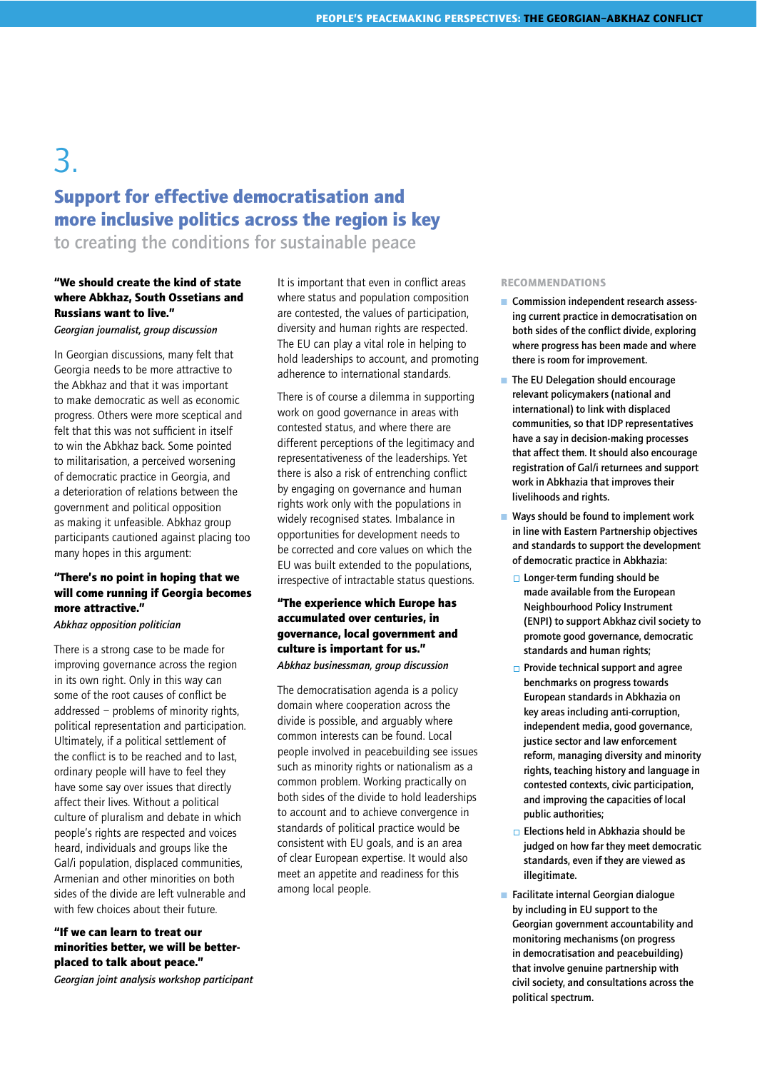# 3.

## Support for effective democratisation and more inclusive politics across the region is key to creating the conditions for sustainable peace

**"We should create the kind of state where Abkhaz, South Ossetians and Russians want to live."**

*Georgian journalist, group discussion*

In Georgian discussions, many felt that Georgia needs to be more attractive to the Abkhaz and that it was important to make democratic as well as economic progress. Others were more sceptical and felt that this was not sufficient in itself to win the Abkhaz back. Some pointed to militarisation, a perceived worsening of democratic practice in Georgia, and a deterioration of relations between the government and political opposition as making it unfeasible. Abkhaz group participants cautioned against placing too many hopes in this argument:

**"There's no point in hoping that we will come running if Georgia becomes more attractive."**

*Abkhaz opposition politician*

There is a strong case to be made for improving governance across the region in its own right. Only in this way can some of the root causes of conflict be addressed – problems of minority rights, political representation and participation. Ultimately, if a political settlement of the conflict is to be reached and to last, ordinary people will have to feel they have some say over issues that directly affect their lives. Without a political culture of pluralism and debate in which people's rights are respected and voices heard, individuals and groups like the Gal/i population, displaced communities, Armenian and other minorities on both sides of the divide are left vulnerable and with few choices about their future.

**"If we can learn to treat our minorities better, we will be better-placed to talk about peace."**

*Georgian joint analysis workshop participant*

It is important that even in conflict areas where status and population composition are contested, the values of participation, diversity and human rights are respected. The EU can play a vital role in helping to hold leaderships to account, and promoting adherence to international standards.

There is of course a dilemma in supporting work on good governance in areas with contested status, and where there are different perceptions of the legitimacy and representativeness of the leaderships. Yet there is also a risk of entrenching conflict by engaging on governance and human rights work only with the populations in widely recognised states. Imbalance in opportunities for development needs to be corrected and core values on which the EU was built extended to the populations, irrespective of intractable status questions.

**"The experience which Europe has accumulated over centuries, in governance, local government and culture is important for us."**

*Abkhaz businessman, group discussion*

The democratisation agenda is a policy domain where cooperation across the divide is possible, and arguably where common interests can be found. Local people involved in peacebuilding see issues such as minority rights or nationalism as a common problem. Working practically on both sides of the divide to hold leaderships to account and to achieve convergence in standards of political practice would be consistent with EU goals, and is an area of clear European expertise. It would also meet an appetite and readiness for this among local people.

### RECOMMENDATIONS

- **Commission independent research assessing current practice in democratisation on both sides of the conflict divide, exploring where progress has been made and where there is room for improvement.**
- **The EU Delegation should encourage relevant policymakers (national and international) to link with displaced communities, so that IDP representatives have a say in decision-making processes that affect them. It should also encourage registration of Gal/i returnees and support work in Abkhazia that improves their livelihoods and rights.**
- **Ways should be found to implement work in line with Eastern Partnership objectives and standards to support the development of democratic practice in Abkhazia:**
  - **Longer-term funding should be made available from the European Neighbourhood Policy Instrument (ENPI) to support Abkhaz civil society to promote good governance, democratic standards and human rights;**
  - **Provide technical support and agree benchmarks on progress towards European standards in Abkhazia on key areas including anti-corruption, independent media, good governance, justice sector and law enforcement reform, managing diversity and minority rights, teaching history and language in contested contexts, civic participation, and improving the capacities of local public authorities;**
  - **Elections held in Abkhazia should be judged on how far they meet democratic standards, even if they are viewed as illegitimate.**
- **Facilitate internal Georgian dialogue by including in EU support to the Georgian government accountability and monitoring mechanisms (on progress in democratisation and peacebuilding) that involve genuine partnership with civil society, and consultations across the political spectrum.**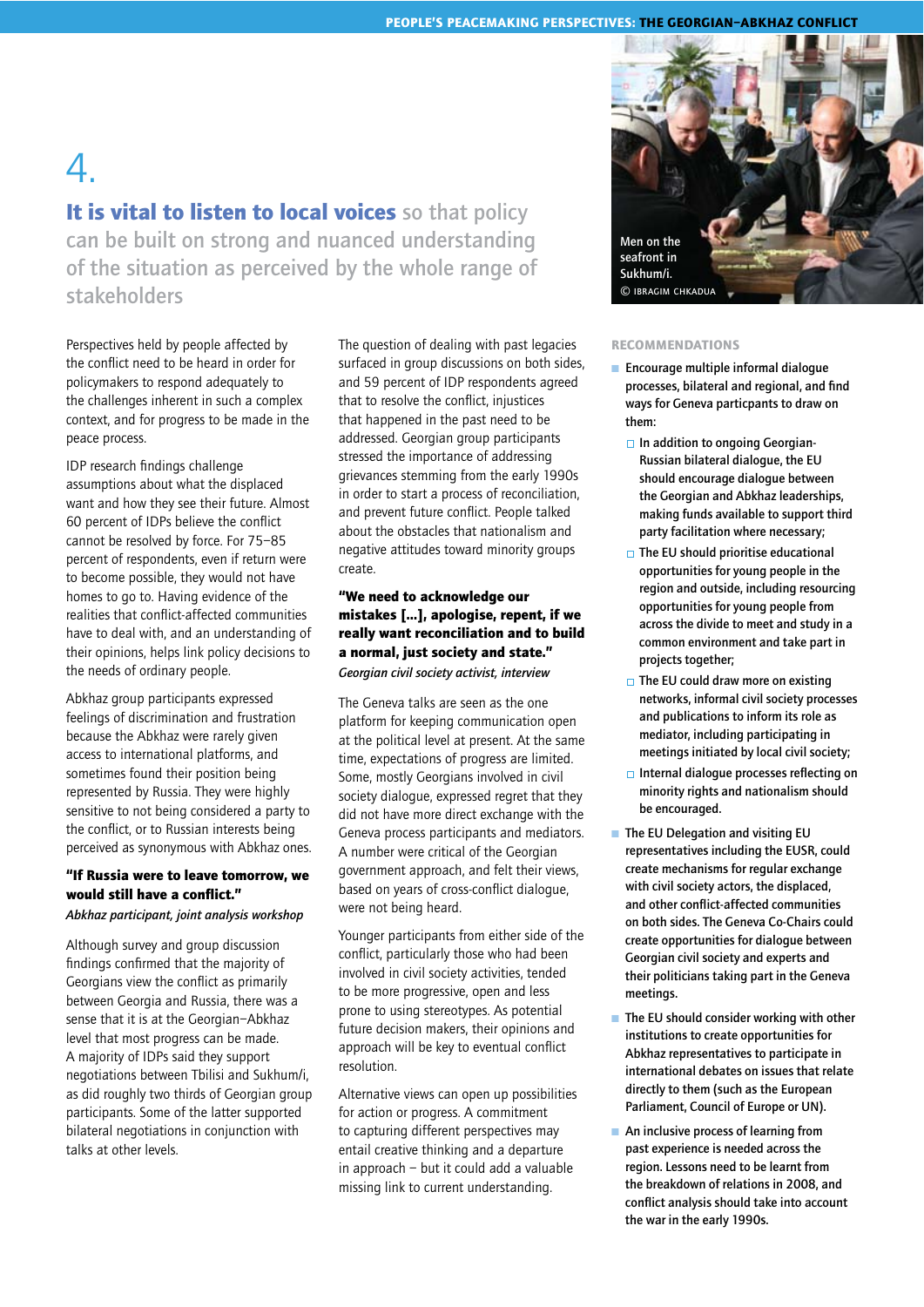# 4.

## **It is vital to listen to local voices** so that policy can be built on strong and nuanced understanding of the situation as perceived by the whole range of stakeholders

Perspectives held by people affected by the conflict need to be heard in order for policymakers to respond adequately to the challenges inherent in such a complex context, and for progress to be made in the peace process.

IDP research findings challenge assumptions about what the displaced want and how they see their future. Almost 60 percent of IDPs believe the conflict cannot be resolved by force. For 75–85 percent of respondents, even if return were to become possible, they would not have homes to go to. Having evidence of the realities that conflict-affected communities have to deal with, and an understanding of their opinions, helps link policy decisions to the needs of ordinary people.

Abkhaz group participants expressed feelings of discrimination and frustration because the Abkhaz were rarely given access to international platforms, and sometimes found their position being represented by Russia. They were highly sensitive to not being considered a party to the conflict, or to Russian interests being perceived as synonymous with Abkhaz ones.

**"If Russia were to leave tomorrow, we would still have a conflict."**
*Abkhaz participant, joint analysis workshop*

Although survey and group discussion findings confirmed that the majority of Georgians view the conflict as primarily between Georgia and Russia, there was a sense that it is at the Georgian–Abkhaz level that most progress can be made. A majority of IDPs said they support negotiations between Tbilisi and Sukhum/i, as did roughly two thirds of Georgian group participants. Some of the latter supported bilateral negotiations in conjunction with talks at other levels.

The question of dealing with past legacies surfaced in group discussions on both sides, and 59 percent of IDP respondents agreed that to resolve the conflict, injustices that happened in the past need to be addressed. Georgian group participants stressed the importance of addressing grievances stemming from the early 1990s in order to start a process of reconciliation, and prevent future conflict. People talked about the obstacles that nationalism and negative attitudes toward minority groups create.

**"We need to acknowledge our mistakes […], apologise, repent, if we really want reconciliation and to build a normal, just society and state."**
*Georgian civil society activist, interview*

The Geneva talks are seen as the one platform for keeping communication open at the political level at present. At the same time, expectations of progress are limited. Some, mostly Georgians involved in civil society dialogue, expressed regret that they did not have more direct exchange with the Geneva process participants and mediators. A number were critical of the Georgian government approach, and felt their views, based on years of cross-conflict dialogue, were not being heard.

Younger participants from either side of the conflict, particularly those who had been involved in civil society activities, tended to be more progressive, open and less prone to using stereotypes. As potential future decision makers, their opinions and approach will be key to eventual conflict resolution.

Alternative views can open up possibilities for action or progress. A commitment to capturing different perspectives may entail creative thinking and a departure in approach – but it could add a valuable missing link to current understanding.

Men on the seafront in Sukhum/i.
© IBRAGIM CHKADUA

### RECOMMENDATIONS

- **Encourage multiple informal dialogue processes, bilateral and regional, and find ways for Geneva particpants to draw on them:**
  - **In addition to ongoing Georgian-Russian bilateral dialogue, the EU should encourage dialogue between the Georgian and Abkhaz leaderships, making funds available to support third party facilitation where necessary;**
  - **The EU should prioritise educational opportunities for young people in the region and outside, including resourcing opportunities for young people from across the divide to meet and study in a common environment and take part in projects together;**
  - **The EU could draw more on existing networks, informal civil society processes and publications to inform its role as mediator, including participating in meetings initiated by local civil society;**
  - **Internal dialogue processes reflecting on minority rights and nationalism should be encouraged.**
- **The EU Delegation and visiting EU representatives including the EUSR, could create mechanisms for regular exchange with civil society actors, the displaced, and other conflict-affected communities on both sides. The Geneva Co-Chairs could create opportunities for dialogue between Georgian civil society and experts and their politicians taking part in the Geneva meetings.**
- **The EU should consider working with other institutions to create opportunities for Abkhaz representatives to participate in international debates on issues that relate directly to them (such as the European Parliament, Council of Europe or UN).**
- **An inclusive process of learning from past experience is needed across the region. Lessons need to be learnt from the breakdown of relations in 2008, and conflict analysis should take into account the war in the early 1990s.**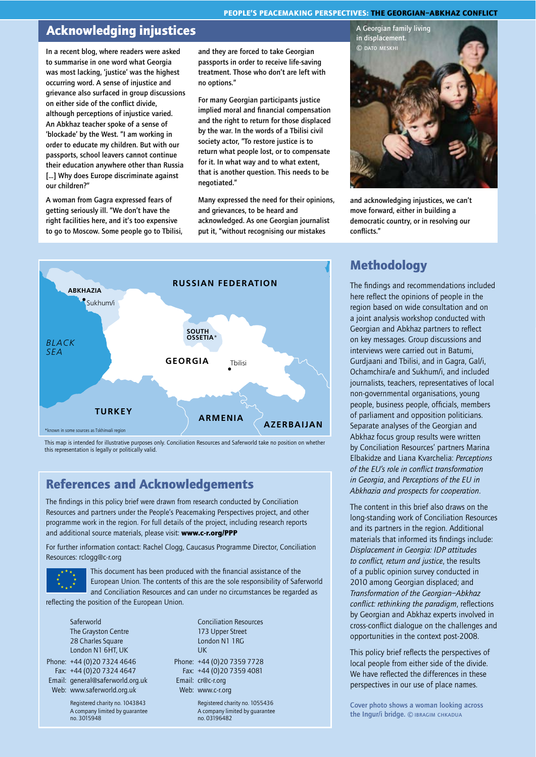## Acknowledging injustices

In a recent blog, where readers were asked to summarise in one word what Georgia was most lacking, 'justice' was the highest occurring word. A sense of injustice and grievance also surfaced in group discussions on either side of the conflict divide, although perceptions of injustice varied. An Abkhaz teacher spoke of a sense of 'blockade' by the West. "I am working in order to educate my children. But with our passports, school leavers cannot continue their education anywhere other than Russia [...] Why does Europe discriminate against our children?"

A woman from Gagra expressed fears of getting seriously ill. "We don't have the right facilities here, and it's too expensive to go to Moscow. Some people go to Tbilisi, and they are forced to take Georgian passports in order to receive life-saving treatment. Those who don't are left with no options."

For many Georgian participants justice implied moral and financial compensation and the right to return for those displaced by the war. In the words of a Tbilisi civil society actor, "To restore justice is to return what people lost, or to compensate for it. In what way and to what extent, that is another question. This needs to be negotiated."

Many expressed the need for their opinions, and grievances, to be heard and acknowledged. As one Georgian journalist put it, "without recognising our mistakes and acknowledging injustices, we can't move forward, either in building a democratic country, or in resolving our conflicts."

A Georgian family living in displacement. © DATO MESKHI

RUSSIAN FEDERATION
ABKHAZIA
Sukhum/i
BLACK SEA
SOUTH OSSETIA*
GEORGIA
Tbilisi
TURKEY
ARMENIA
AZERBAIJAN
*known in some sources as Tskhinvali region

This map is intended for illustrative purposes only. Conciliation Resources and Saferworld take no position on whether this representation is legally or politically valid.

## Methodology

The findings and recommendations included here reflect the opinions of people in the region based on wide consultation and on a joint analysis workshop conducted with Georgian and Abkhaz partners to reflect on key messages. Group discussions and interviews were carried out in Batumi, Gurdjaani and Tbilisi, and in Gagra, Gal/i, Ochamchira/e and Sukhum/i, and included journalists, teachers, representatives of local non-governmental organisations, young people, business people, officials, members of parliament and opposition politicians. Separate analyses of the Georgian and Abkhaz focus group results were written by Conciliation Resources' partners Marina Elbakidze and Liana Kvarchelia: *Perceptions of the EU's role in conflict transformation in Georgia*, and *Perceptions of the EU in Abkhazia and prospects for cooperation*.

The content in this brief also draws on the long-standing work of Conciliation Resources and its partners in the region. Additional materials that informed its findings include: *Displacement in Georgia: IDP attitudes to conflict, return and justice*, the results of a public opinion survey conducted in 2010 among Georgian displaced; and *Transformation of the Georgian–Abkhaz conflict: rethinking the paradigm*, reflections by Georgian and Abkhaz experts involved in cross-conflict dialogue on the challenges and opportunities in the context post-2008.

This policy brief reflects the perspectives of local people from either side of the divide. We have reflected the differences in these perspectives in our use of place names.

Cover photo shows a woman looking across the Ingur/i bridge. © IBRAGIM CHKADUA

## References and Acknowledgements

The findings in this policy brief were drawn from research conducted by Conciliation Resources and partners under the People's Peacemaking Perspectives project, and other programme work in the region. For full details of the project, including research reports and additional source materials, please visit: **www.c-r.org/PPP**

For further information contact: Rachel Clogg, Caucasus Programme Director, Conciliation Resources: rclogg@c-r.org

This document has been produced with the financial assistance of the European Union. The contents of this are the sole responsibility of Saferworld and Conciliation Resources and can under no circumstances be regarded as reflecting the position of the European Union.

Saferworld
The Grayston Centre
28 Charles Square
London N1 6HT, UK
Phone: +44 (0)20 7324 4646
Fax: +44 (0)20 7324 4647
Email: general@saferworld.org.uk
Web: www.saferworld.org.uk

Registered charity no. 1043843
A company limited by guarantee no. 3015948

Conciliation Resources
173 Upper Street
London N1 1RG
UK
Phone: +44 (0)20 7359 7728
Fax: +44 (0)20 7359 4081
Email: cr@c-r.org
Web: www.c-r.org

Registered charity no. 1055436
A company limited by guarantee no. 03196482